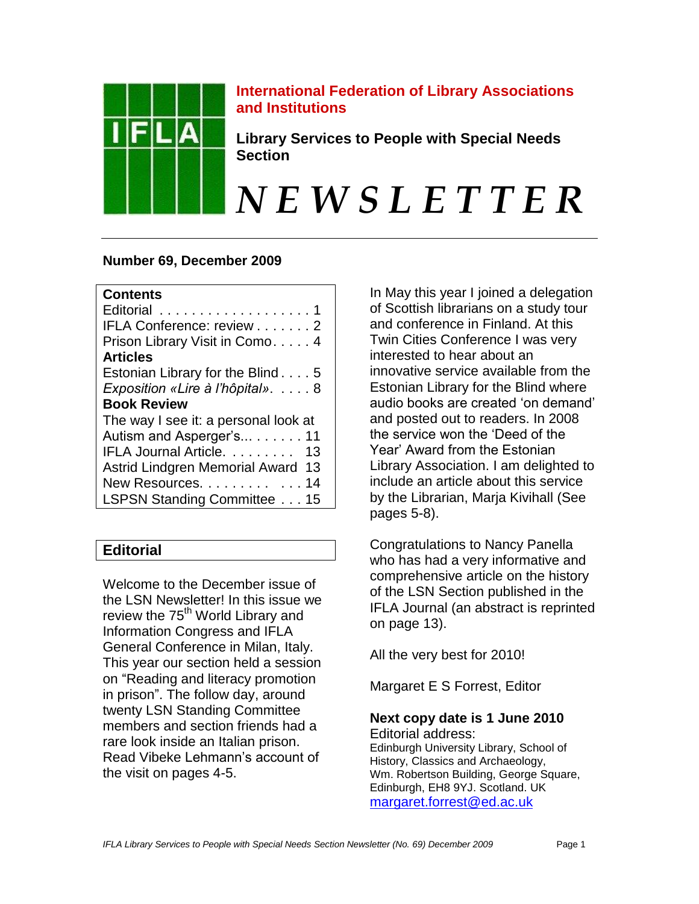**International Federation of Library Associations and Institutions**

**Library Services to People with Special Needs Section**

# *NEWSLETTER*

**Number 69, December 2009**

| **Contents** | |
|---|---|
| Editorial | 1 |
| IFLA Conference: review | 2 |
| Prison Library Visit in Como | 4 |
| **Articles** | |
| Estonian Library for the Blind | 5 |
| *Exposition «Lire à l'hôpital»* | 8 |
| **Book Review** | |
| The way I see it: a personal look at Autism and Asperger's... | 11 |
| IFLA Journal Article | 13 |
| Astrid Lindgren Memorial Award | 13 |
| New Resources | 14 |
| LSPSN Standing Committee | 15 |

## Editorial

Welcome to the December issue of the LSN Newsletter! In this issue we review the 75th World Library and Information Congress and IFLA General Conference in Milan, Italy. This year our section held a session on "Reading and literacy promotion in prison". The follow day, around twenty LSN Standing Committee members and section friends had a rare look inside an Italian prison. Read Vibeke Lehmann's account of the visit on pages 4-5.

In May this year I joined a delegation of Scottish librarians on a study tour and conference in Finland. At this Twin Cities Conference I was very interested to hear about an innovative service available from the Estonian Library for the Blind where audio books are created 'on demand' and posted out to readers. In 2008 the service won the 'Deed of the Year' Award from the Estonian Library Association. I am delighted to include an article about this service by the Librarian, Marja Kivihall (See pages 5-8).

Congratulations to Nancy Panella who has had a very informative and comprehensive article on the history of the LSN Section published in the IFLA Journal (an abstract is reprinted on page 13).

All the very best for 2010!

Margaret E S Forrest, Editor

**Next copy date is 1 June 2010**

Editorial address:
Edinburgh University Library, School of History, Classics and Archaeology,
Wm. Robertson Building, George Square,
Edinburgh, EH8 9YJ. Scotland. UK
margaret.forrest@ed.ac.uk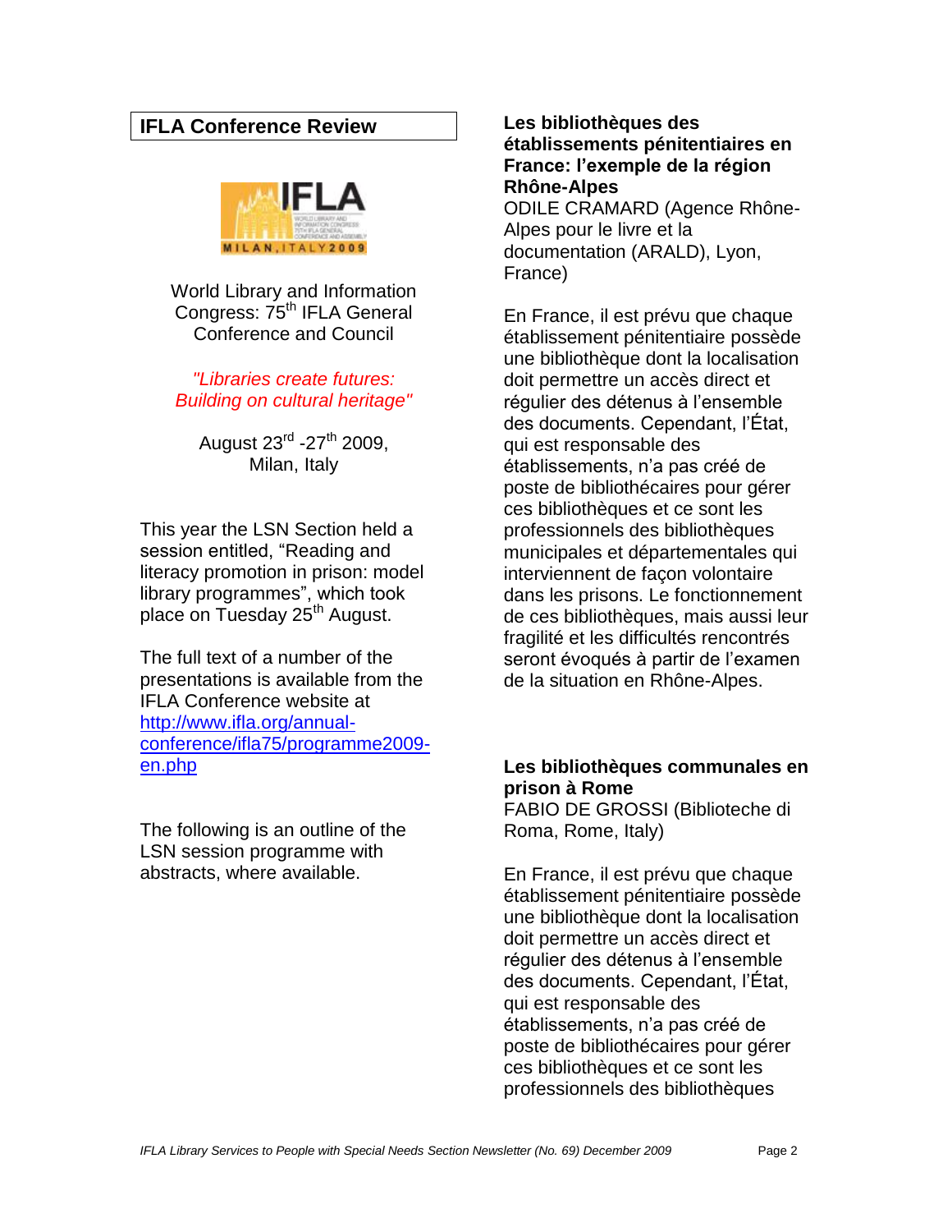## IFLA Conference Review

World Library and Information Congress: 75th IFLA General Conference and Council

*"Libraries create futures: Building on cultural heritage"*

August 23rd -27th 2009, Milan, Italy

This year the LSN Section held a session entitled, "Reading and literacy promotion in prison: model library programmes", which took place on Tuesday 25th August.

The full text of a number of the presentations is available from the IFLA Conference website at http://www.ifla.org/annual-conference/ifla75/programme2009-en.php

The following is an outline of the LSN session programme with abstracts, where available.

**Les bibliothèques des établissements pénitentiaires en France: l'exemple de la région Rhône-Alpes**
ODILE CRAMARD (Agence Rhône-Alpes pour le livre et la documentation (ARALD), Lyon, France)

En France, il est prévu que chaque établissement pénitentiaire possède une bibliothèque dont la localisation doit permettre un accès direct et régulier des détenus à l'ensemble des documents. Cependant, l'État, qui est responsable des établissements, n'a pas créé de poste de bibliothécaires pour gérer ces bibliothèques et ce sont les professionnels des bibliothèques municipales et départementales qui interviennent de façon volontaire dans les prisons. Le fonctionnement de ces bibliothèques, mais aussi leur fragilité et les difficultés rencontrés seront évoqués à partir de l'examen de la situation en Rhône-Alpes.

**Les bibliothèques communales en prison à Rome**
FABIO DE GROSSI (Biblioteche di Roma, Rome, Italy)

En France, il est prévu que chaque établissement pénitentiaire possède une bibliothèque dont la localisation doit permettre un accès direct et régulier des détenus à l'ensemble des documents. Cependant, l'État, qui est responsable des établissements, n'a pas créé de poste de bibliothécaires pour gérer ces bibliothèques et ce sont les professionnels des bibliothèques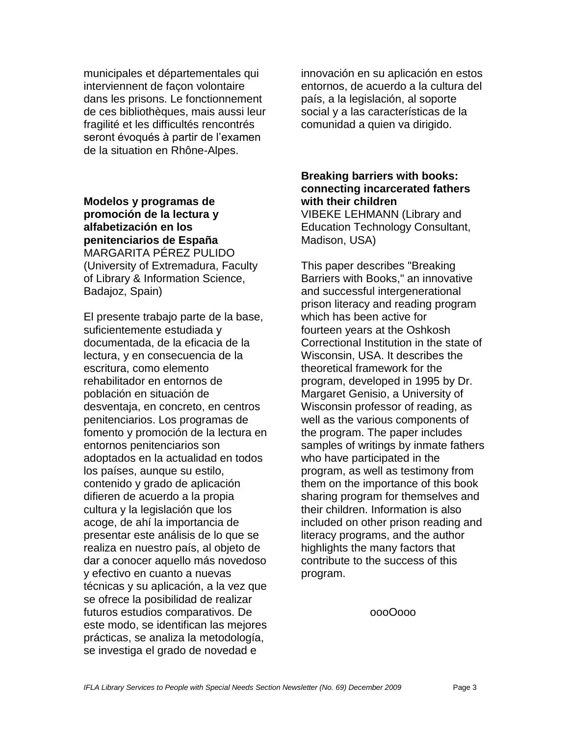municipales et départementales qui interviennent de façon volontaire dans les prisons. Le fonctionnement de ces bibliothèques, mais aussi leur fragilité et les difficultés rencontrés seront évoqués à partir de l'examen de la situation en Rhône-Alpes.

**Modelos y programas de promoción de la lectura y alfabetización en los penitenciarios de España**
MARGARITA PÉREZ PULIDO (University of Extremadura, Faculty of Library & Information Science, Badajoz, Spain)

El presente trabajo parte de la base, suficientemente estudiada y documentada, de la eficacia de la lectura, y en consecuencia de la escritura, como elemento rehabilitador en entornos de población en situación de desventaja, en concreto, en centros penitenciarios. Los programas de fomento y promoción de la lectura en entornos penitenciarios son adoptados en la actualidad en todos los países, aunque su estilo, contenido y grado de aplicación difieren de acuerdo a la propia cultura y la legislación que los acoge, de ahí la importancia de presentar este análisis de lo que se realiza en nuestro país, al objeto de dar a conocer aquello más novedoso y efectivo en cuanto a nuevas técnicas y su aplicación, a la vez que se ofrece la posibilidad de realizar futuros estudios comparativos. De este modo, se identifican las mejores prácticas, se analiza la metodología, se investiga el grado de novedad e innovación en su aplicación en estos entornos, de acuerdo a la cultura del país, a la legislación, al soporte social y a las características de la comunidad a quien va dirigido.

**Breaking barriers with books: connecting incarcerated fathers with their children**
VIBEKE LEHMANN (Library and Education Technology Consultant, Madison, USA)

This paper describes "Breaking Barriers with Books," an innovative and successful intergenerational prison literacy and reading program which has been active for fourteen years at the Oshkosh Correctional Institution in the state of Wisconsin, USA. It describes the theoretical framework for the program, developed in 1995 by Dr. Margaret Genisio, a University of Wisconsin professor of reading, as well as the various components of the program. The paper includes samples of writings by inmate fathers who have participated in the program, as well as testimony from them on the importance of this book sharing program for themselves and their children. Information is also included on other prison reading and literacy programs, and the author highlights the many factors that contribute to the success of this program.

oooOooo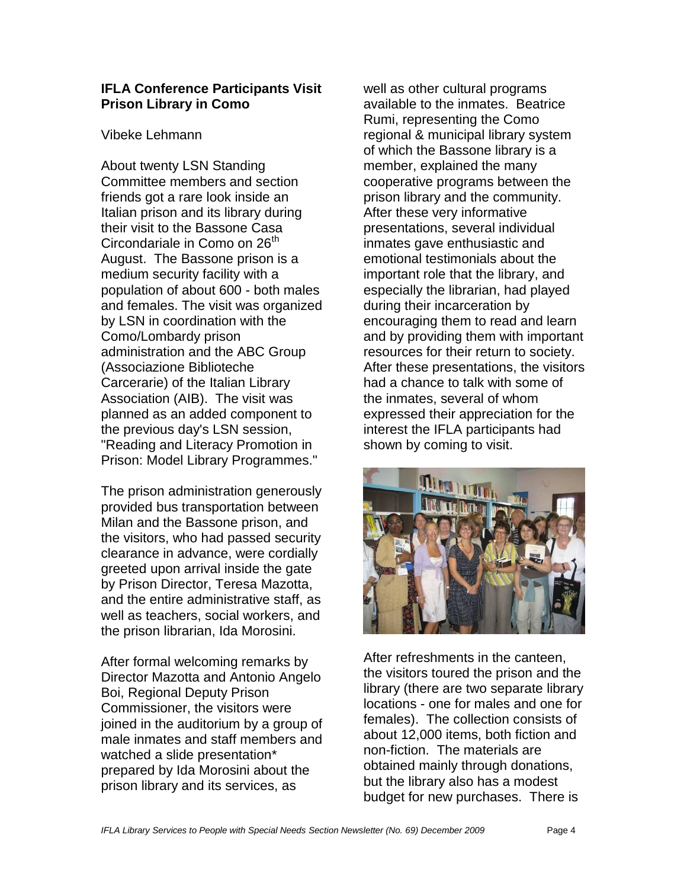## IFLA Conference Participants Visit Prison Library in Como

Vibeke Lehmann

About twenty LSN Standing Committee members and section friends got a rare look inside an Italian prison and its library during their visit to the Bassone Casa Circondariale in Como on 26th August. The Bassone prison is a medium security facility with a population of about 600 - both males and females. The visit was organized by LSN in coordination with the Como/Lombardy prison administration and the ABC Group (Associazione Biblioteche Carcerarie) of the Italian Library Association (AIB). The visit was planned as an added component to the previous day's LSN session, "Reading and Literacy Promotion in Prison: Model Library Programmes."

The prison administration generously provided bus transportation between Milan and the Bassone prison, and the visitors, who had passed security clearance in advance, were cordially greeted upon arrival inside the gate by Prison Director, Teresa Mazotta, and the entire administrative staff, as well as teachers, social workers, and the prison librarian, Ida Morosini.

After formal welcoming remarks by Director Mazotta and Antonio Angelo Boi, Regional Deputy Prison Commissioner, the visitors were joined in the auditorium by a group of male inmates and staff members and watched a slide presentation* prepared by Ida Morosini about the prison library and its services, as well as other cultural programs available to the inmates. Beatrice Rumi, representing the Como regional & municipal library system of which the Bassone library is a member, explained the many cooperative programs between the prison library and the community. After these very informative presentations, several individual inmates gave enthusiastic and emotional testimonials about the important role that the library, and especially the librarian, had played during their incarceration by encouraging them to read and learn and by providing them with important resources for their return to society. After these presentations, the visitors had a chance to talk with some of the inmates, several of whom expressed their appreciation for the interest the IFLA participants had shown by coming to visit.

After refreshments in the canteen, the visitors toured the prison and the library (there are two separate library locations - one for males and one for females). The collection consists of about 12,000 items, both fiction and non-fiction. The materials are obtained mainly through donations, but the library also has a modest budget for new purchases. There is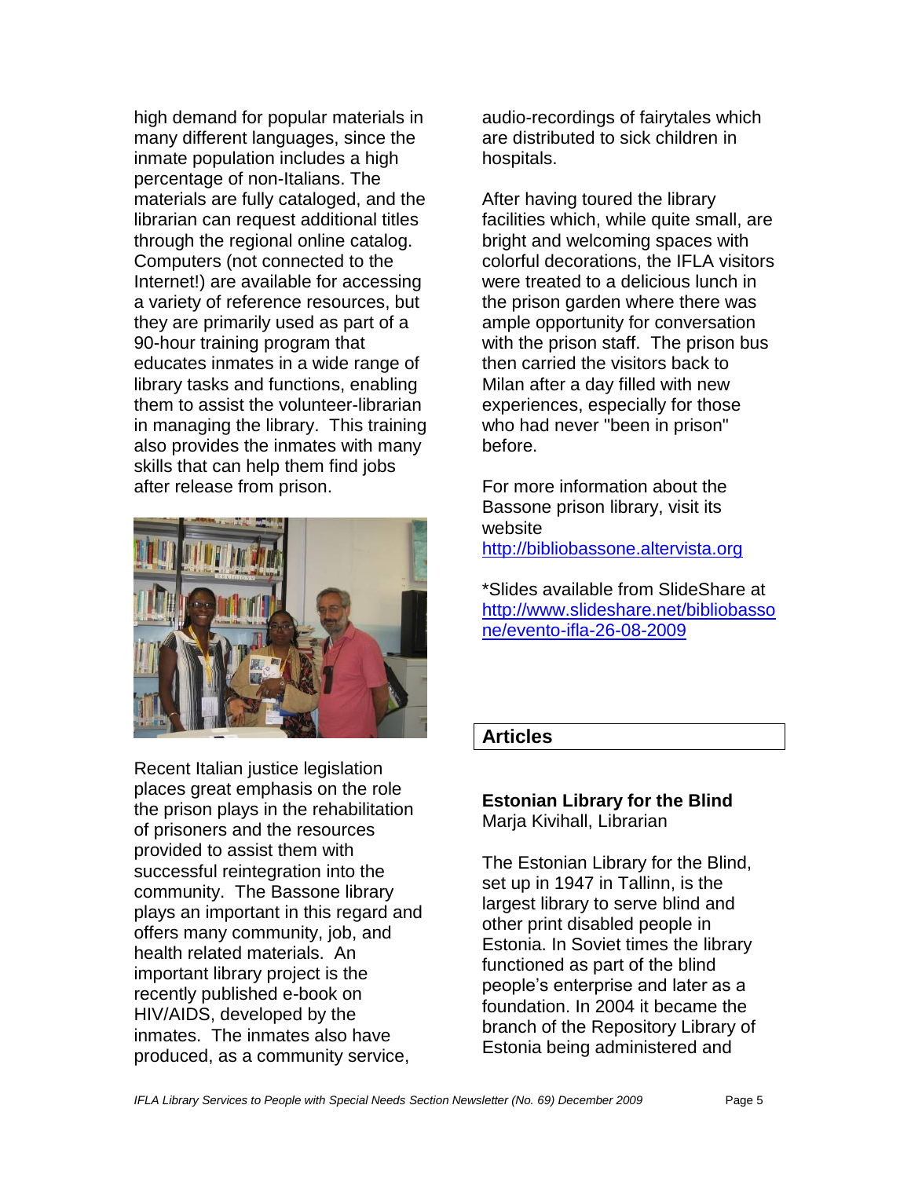high demand for popular materials in many different languages, since the inmate population includes a high percentage of non-Italians. The materials are fully cataloged, and the librarian can request additional titles through the regional online catalog. Computers (not connected to the Internet!) are available for accessing a variety of reference resources, but they are primarily used as part of a 90-hour training program that educates inmates in a wide range of library tasks and functions, enabling them to assist the volunteer-librarian in managing the library. This training also provides the inmates with many skills that can help them find jobs after release from prison.

Recent Italian justice legislation places great emphasis on the role the prison plays in the rehabilitation of prisoners and the resources provided to assist them with successful reintegration into the community. The Bassone library plays an important in this regard and offers many community, job, and health related materials. An important library project is the recently published e-book on HIV/AIDS, developed by the inmates. The inmates also have produced, as a community service, audio-recordings of fairytales which are distributed to sick children in hospitals.

After having toured the library facilities which, while quite small, are bright and welcoming spaces with colorful decorations, the IFLA visitors were treated to a delicious lunch in the prison garden where there was ample opportunity for conversation with the prison staff. The prison bus then carried the visitors back to Milan after a day filled with new experiences, especially for those who had never "been in prison" before.

For more information about the Bassone prison library, visit its website http://bibliobassone.altervista.org

*Slides available from SlideShare at http://www.slideshare.net/bibliobassone/evento-ifla-26-08-2009

## Articles

### Estonian Library for the Blind

Marja Kivihall, Librarian

The Estonian Library for the Blind, set up in 1947 in Tallinn, is the largest library to serve blind and other print disabled people in Estonia. In Soviet times the library functioned as part of the blind people's enterprise and later as a foundation. In 2004 it became the branch of the Repository Library of Estonia being administered and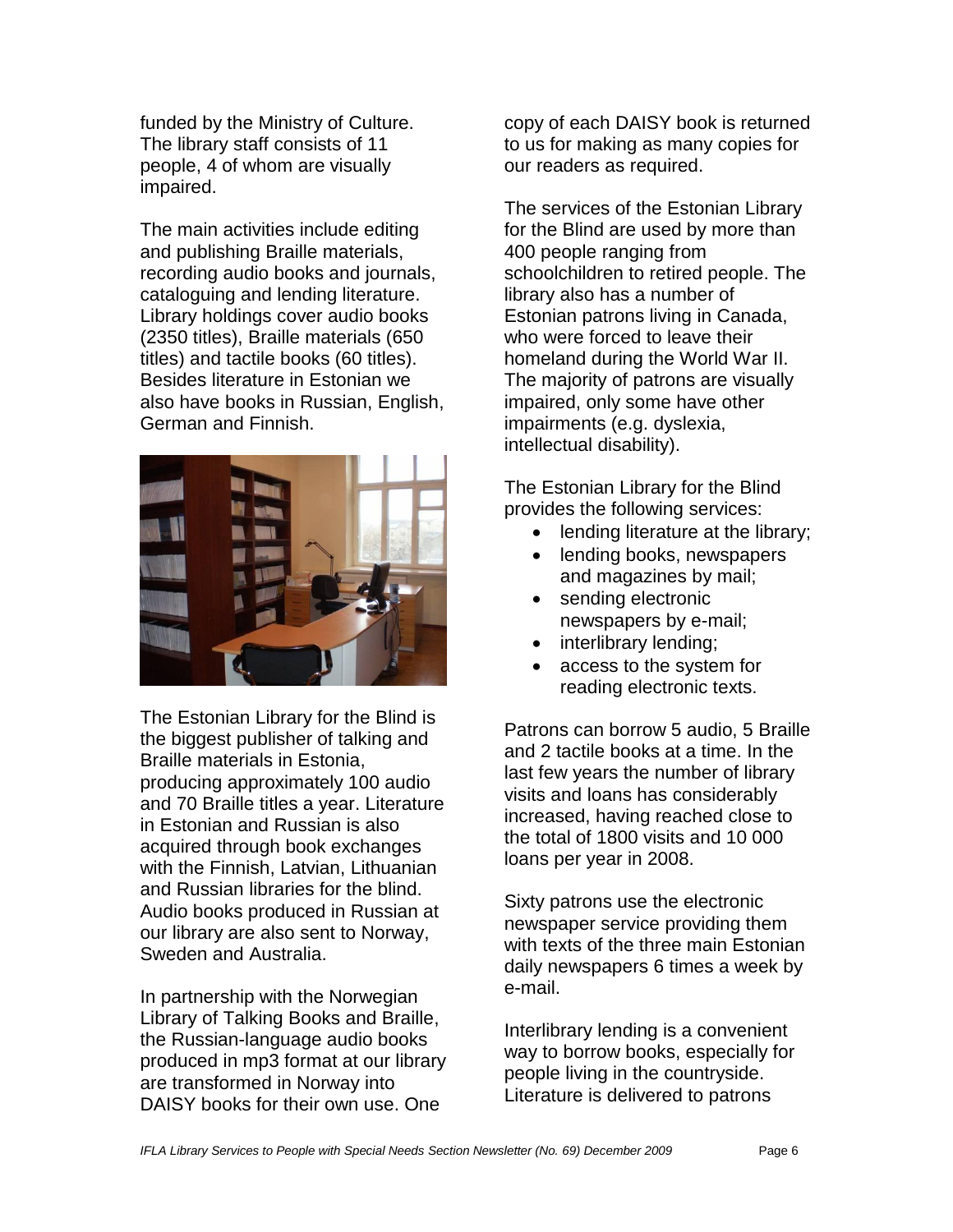funded by the Ministry of Culture. The library staff consists of 11 people, 4 of whom are visually impaired.

The main activities include editing and publishing Braille materials, recording audio books and journals, cataloguing and lending literature. Library holdings cover audio books (2350 titles), Braille materials (650 titles) and tactile books (60 titles). Besides literature in Estonian we also have books in Russian, English, German and Finnish.

The Estonian Library for the Blind is the biggest publisher of talking and Braille materials in Estonia, producing approximately 100 audio and 70 Braille titles a year. Literature in Estonian and Russian is also acquired through book exchanges with the Finnish, Latvian, Lithuanian and Russian libraries for the blind. Audio books produced in Russian at our library are also sent to Norway, Sweden and Australia.

In partnership with the Norwegian Library of Talking Books and Braille, the Russian-language audio books produced in mp3 format at our library are transformed in Norway into DAISY books for their own use. One copy of each DAISY book is returned to us for making as many copies for our readers as required.

The services of the Estonian Library for the Blind are used by more than 400 people ranging from schoolchildren to retired people. The library also has a number of Estonian patrons living in Canada, who were forced to leave their homeland during the World War II. The majority of patrons are visually impaired, only some have other impairments (e.g. dyslexia, intellectual disability).

The Estonian Library for the Blind provides the following services:

- lending literature at the library;
- lending books, newspapers and magazines by mail;
- sending electronic newspapers by e-mail;
- interlibrary lending;
- access to the system for reading electronic texts.

Patrons can borrow 5 audio, 5 Braille and 2 tactile books at a time. In the last few years the number of library visits and loans has considerably increased, having reached close to the total of 1800 visits and 10 000 loans per year in 2008.

Sixty patrons use the electronic newspaper service providing them with texts of the three main Estonian daily newspapers 6 times a week by e-mail.

Interlibrary lending is a convenient way to borrow books, especially for people living in the countryside. Literature is delivered to patrons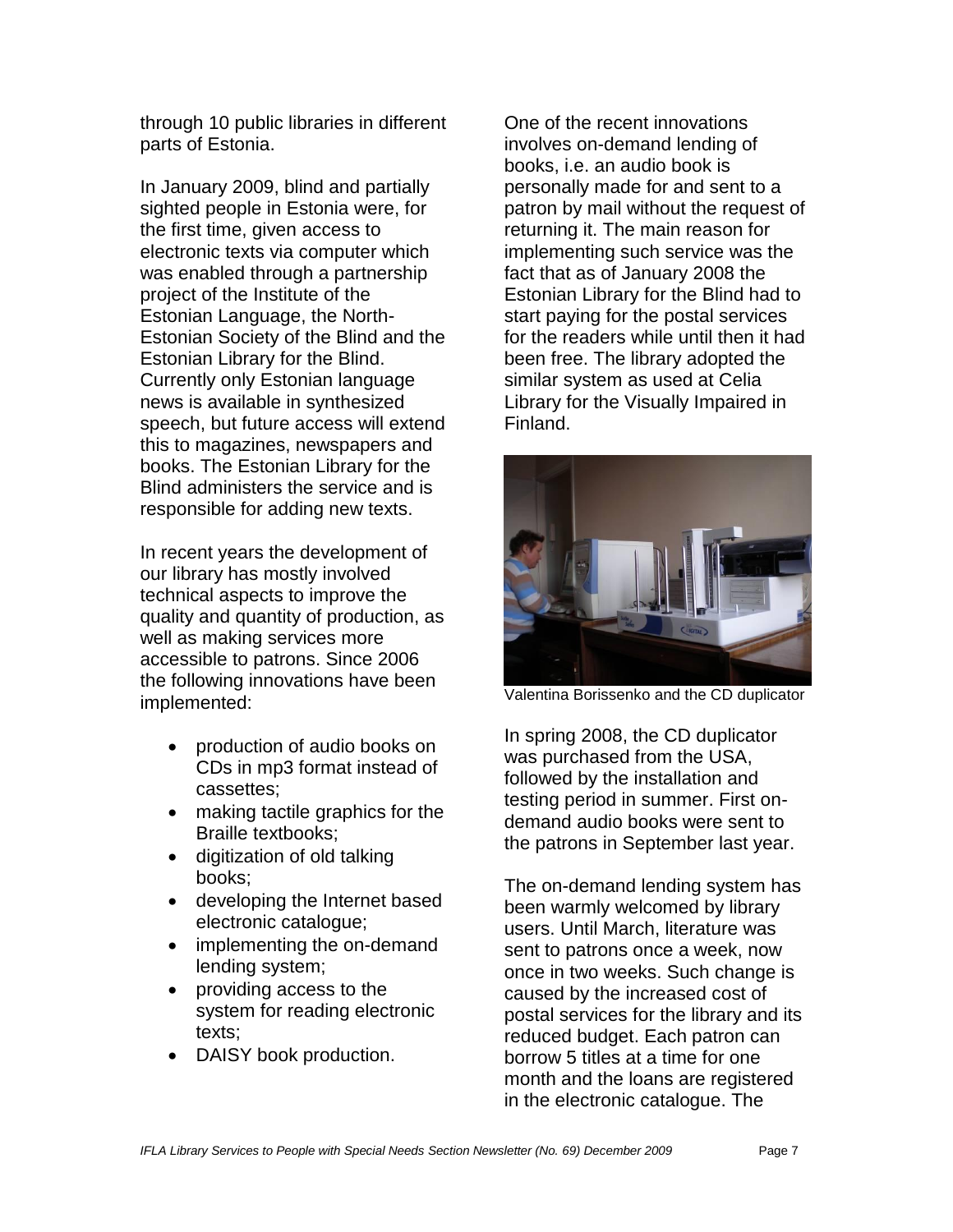through 10 public libraries in different parts of Estonia.

In January 2009, blind and partially sighted people in Estonia were, for the first time, given access to electronic texts via computer which was enabled through a partnership project of the Institute of the Estonian Language, the North-Estonian Society of the Blind and the Estonian Library for the Blind. Currently only Estonian language news is available in synthesized speech, but future access will extend this to magazines, newspapers and books. The Estonian Library for the Blind administers the service and is responsible for adding new texts.

In recent years the development of our library has mostly involved technical aspects to improve the quality and quantity of production, as well as making services more accessible to patrons. Since 2006 the following innovations have been implemented:

- production of audio books on CDs in mp3 format instead of cassettes;
- making tactile graphics for the Braille textbooks;
- digitization of old talking books;
- developing the Internet based electronic catalogue;
- implementing the on-demand lending system;
- providing access to the system for reading electronic texts;
- DAISY book production.

One of the recent innovations involves on-demand lending of books, i.e. an audio book is personally made for and sent to a patron by mail without the request of returning it. The main reason for implementing such service was the fact that as of January 2008 the Estonian Library for the Blind had to start paying for the postal services for the readers while until then it had been free. The library adopted the similar system as used at Celia Library for the Visually Impaired in Finland.

Valentina Borissenko and the CD duplicator

In spring 2008, the CD duplicator was purchased from the USA, followed by the installation and testing period in summer. First on-demand audio books were sent to the patrons in September last year.

The on-demand lending system has been warmly welcomed by library users. Until March, literature was sent to patrons once a week, now once in two weeks. Such change is caused by the increased cost of postal services for the library and its reduced budget. Each patron can borrow 5 titles at a time for one month and the loans are registered in the electronic catalogue. The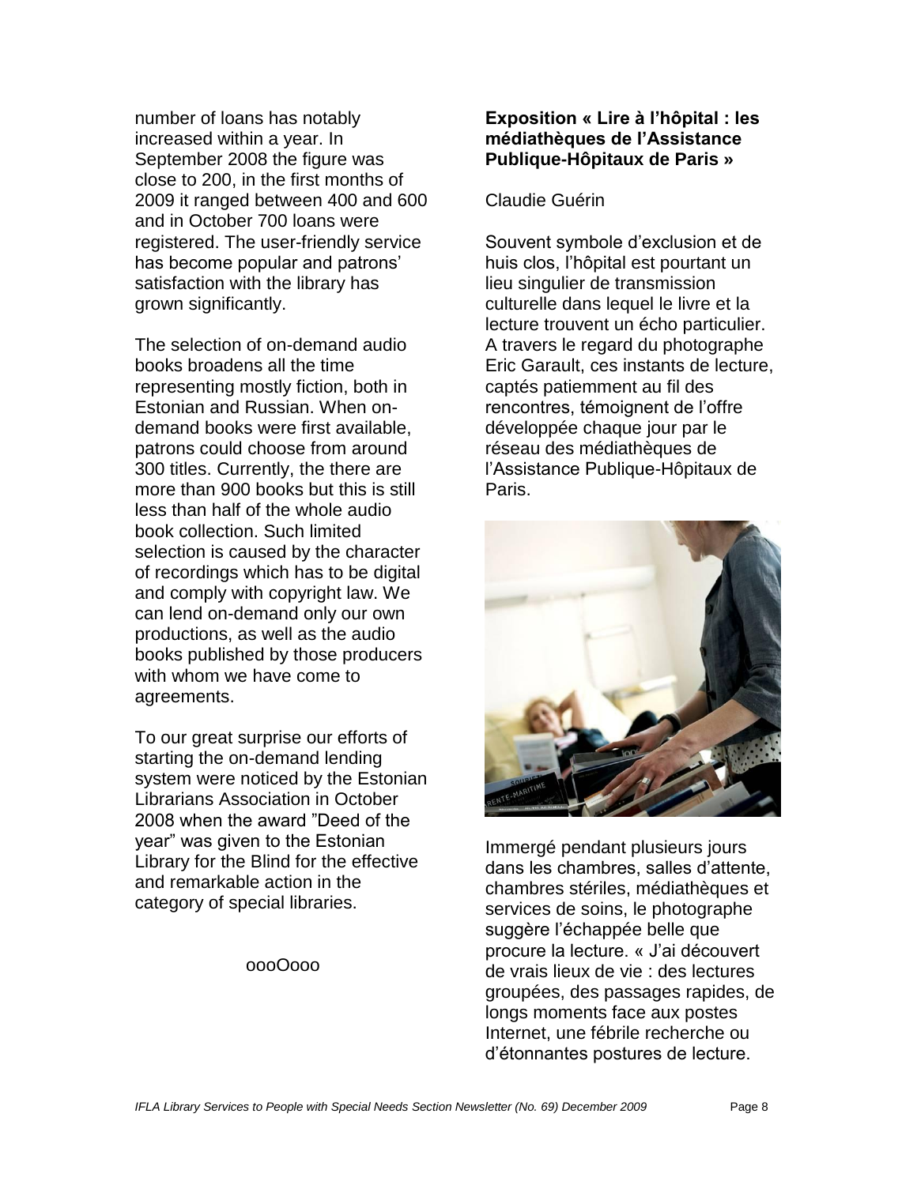number of loans has notably increased within a year. In September 2008 the figure was close to 200, in the first months of 2009 it ranged between 400 and 600 and in October 700 loans were registered. The user-friendly service has become popular and patrons' satisfaction with the library has grown significantly.

The selection of on-demand audio books broadens all the time representing mostly fiction, both in Estonian and Russian. When on-demand books were first available, patrons could choose from around 300 titles. Currently, the there are more than 900 books but this is still less than half of the whole audio book collection. Such limited selection is caused by the character of recordings which has to be digital and comply with copyright law. We can lend on-demand only our own productions, as well as the audio books published by those producers with whom we have come to agreements.

To our great surprise our efforts of starting the on-demand lending system were noticed by the Estonian Librarians Association in October 2008 when the award "Deed of the year" was given to the Estonian Library for the Blind for the effective and remarkable action in the category of special libraries.

oooOooo

### Exposition « Lire à l'hôpital : les médiathèques de l'Assistance Publique-Hôpitaux de Paris »

Claudie Guérin

Souvent symbole d'exclusion et de huis clos, l'hôpital est pourtant un lieu singulier de transmission culturelle dans lequel le livre et la lecture trouvent un écho particulier. A travers le regard du photographe Eric Garault, ces instants de lecture, captés patiemment au fil des rencontres, témoignent de l'offre développée chaque jour par le réseau des médiathèques de l'Assistance Publique-Hôpitaux de Paris.

Immergé pendant plusieurs jours dans les chambres, salles d'attente, chambres stériles, médiathèques et services de soins, le photographe suggère l'échappée belle que procure la lecture. « J'ai découvert de vrais lieux de vie : des lectures groupées, des passages rapides, de longs moments face aux postes Internet, une fébrile recherche ou d'étonnantes postures de lecture.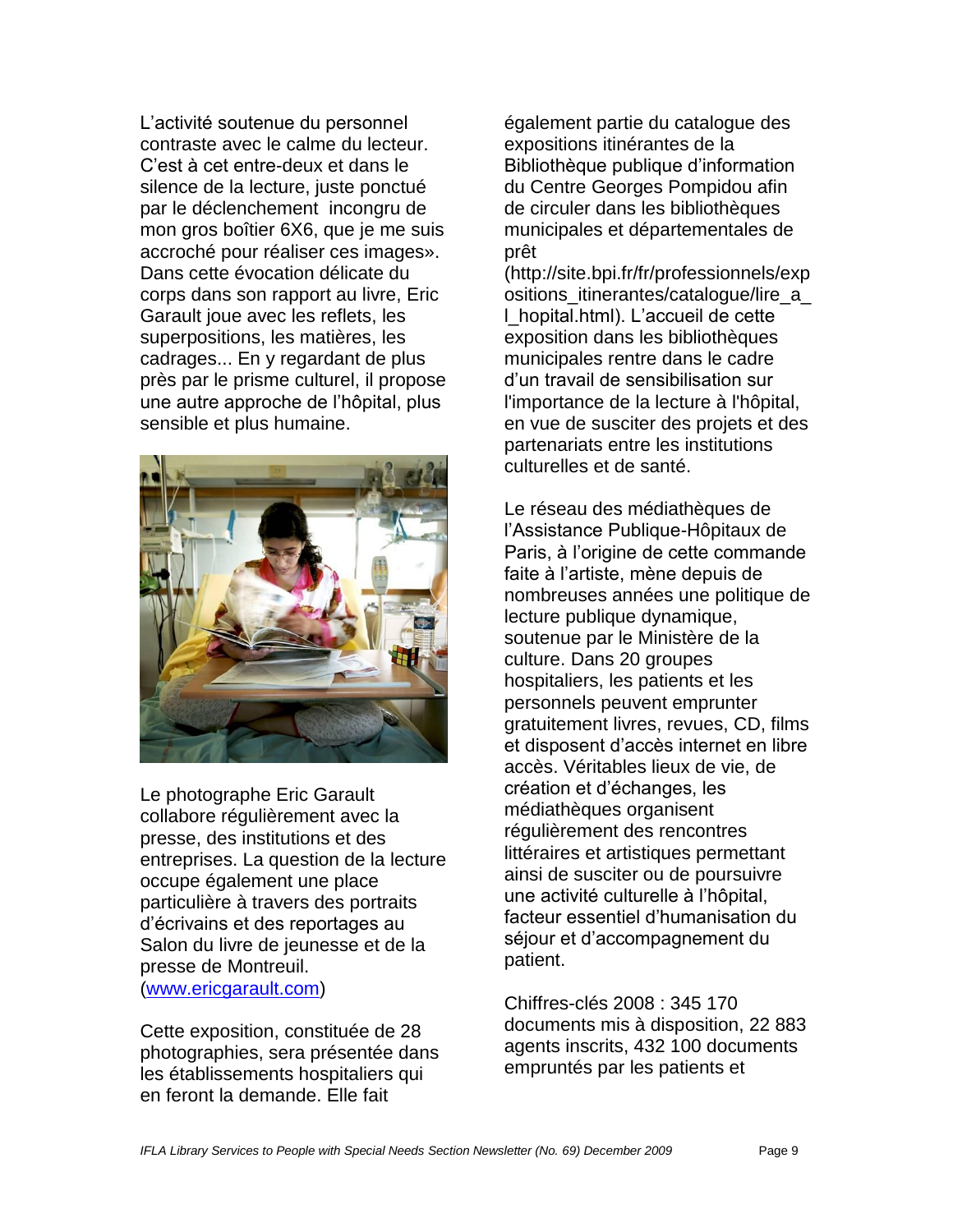L'activité soutenue du personnel contraste avec le calme du lecteur. C'est à cet entre-deux et dans le silence de la lecture, juste ponctué par le déclenchement incongru de mon gros boîtier 6X6, que je me suis accroché pour réaliser ces images». Dans cette évocation délicate du corps dans son rapport au livre, Eric Garault joue avec les reflets, les superpositions, les matières, les cadrages... En y regardant de plus près par le prisme culturel, il propose une autre approche de l'hôpital, plus sensible et plus humaine.

Le photographe Eric Garault collabore régulièrement avec la presse, des institutions et des entreprises. La question de la lecture occupe également une place particulière à travers des portraits d'écrivains et des reportages au Salon du livre de jeunesse et de la presse de Montreuil. ([www.ericgarault.com](http://www.ericgarault.com))

Cette exposition, constituée de 28 photographies, sera présentée dans les établissements hospitaliers qui en feront la demande. Elle fait également partie du catalogue des expositions itinérantes de la Bibliothèque publique d'information du Centre Georges Pompidou afin de circuler dans les bibliothèques municipales et départementales de prêt (http://site.bpi.fr/fr/professionnels/expositions_itinerantes/catalogue/lire_a_l_hopital.html). L'accueil de cette exposition dans les bibliothèques municipales rentre dans le cadre d'un travail de sensibilisation sur l'importance de la lecture à l'hôpital, en vue de susciter des projets et des partenariats entre les institutions culturelles et de santé.

Le réseau des médiathèques de l'Assistance Publique-Hôpitaux de Paris, à l'origine de cette commande faite à l'artiste, mène depuis de nombreuses années une politique de lecture publique dynamique, soutenue par le Ministère de la culture. Dans 20 groupes hospitaliers, les patients et les personnels peuvent emprunter gratuitement livres, revues, CD, films et disposent d'accès internet en libre accès. Véritables lieux de vie, de création et d'échanges, les médiathèques organisent régulièrement des rencontres littéraires et artistiques permettant ainsi de susciter ou de poursuivre une activité culturelle à l'hôpital, facteur essentiel d'humanisation du séjour et d'accompagnement du patient.

Chiffres-clés 2008 : 345 170 documents mis à disposition, 22 883 agents inscrits, 432 100 documents empruntés par les patients et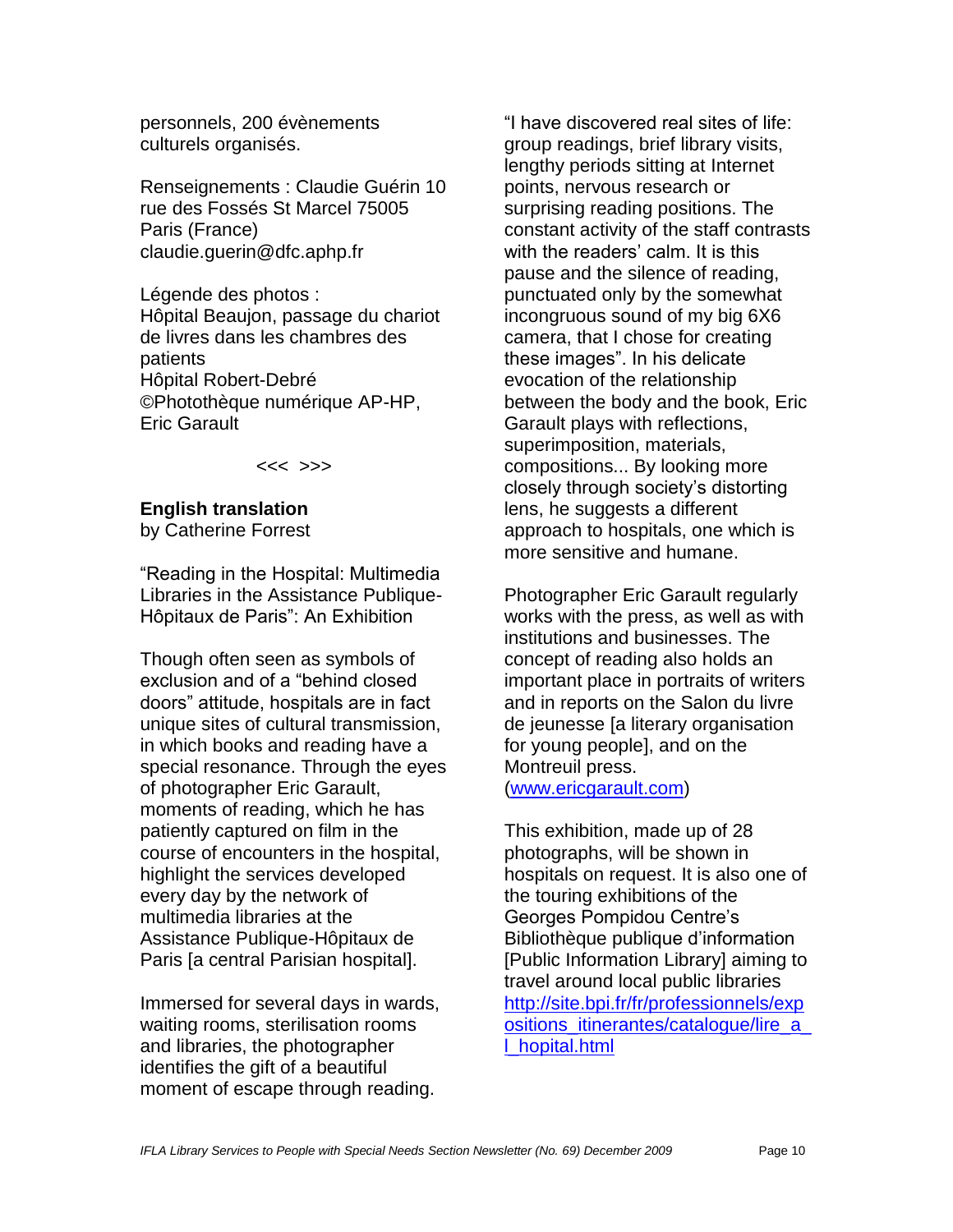personnels, 200 évènements culturels organisés.

Renseignements : Claudie Guérin 10 rue des Fossés St Marcel 75005 Paris (France) claudie.guerin@dfc.aphp.fr

Légende des photos :
Hôpital Beaujon, passage du chariot de livres dans les chambres des patients
Hôpital Robert-Debré
©Photothèque numérique AP-HP, Eric Garault

<<< >>>

**English translation**
by Catherine Forrest

"Reading in the Hospital: Multimedia Libraries in the Assistance Publique-Hôpitaux de Paris": An Exhibition

Though often seen as symbols of exclusion and of a "behind closed doors" attitude, hospitals are in fact unique sites of cultural transmission, in which books and reading have a special resonance. Through the eyes of photographer Eric Garault, moments of reading, which he has patiently captured on film in the course of encounters in the hospital, highlight the services developed every day by the network of multimedia libraries at the Assistance Publique-Hôpitaux de Paris [a central Parisian hospital].

Immersed for several days in wards, waiting rooms, sterilisation rooms and libraries, the photographer identifies the gift of a beautiful moment of escape through reading. "I have discovered real sites of life: group readings, brief library visits, lengthy periods sitting at Internet points, nervous research or surprising reading positions. The constant activity of the staff contrasts with the readers' calm. It is this pause and the silence of reading, punctuated only by the somewhat incongruous sound of my big 6X6 camera, that I chose for creating these images". In his delicate evocation of the relationship between the body and the book, Eric Garault plays with reflections, superimposition, materials, compositions... By looking more closely through society's distorting lens, he suggests a different approach to hospitals, one which is more sensitive and humane.

Photographer Eric Garault regularly works with the press, as well as with institutions and businesses. The concept of reading also holds an important place in portraits of writers and in reports on the Salon du livre de jeunesse [a literary organisation for young people], and on the Montreuil press.
(www.ericgarault.com)

This exhibition, made up of 28 photographs, will be shown in hospitals on request. It is also one of the touring exhibitions of the Georges Pompidou Centre's Bibliothèque publique d'information [Public Information Library] aiming to travel around local public libraries http://site.bpi.fr/fr/professionnels/expositions_itinerantes/catalogue/lire_a_l_hopital.html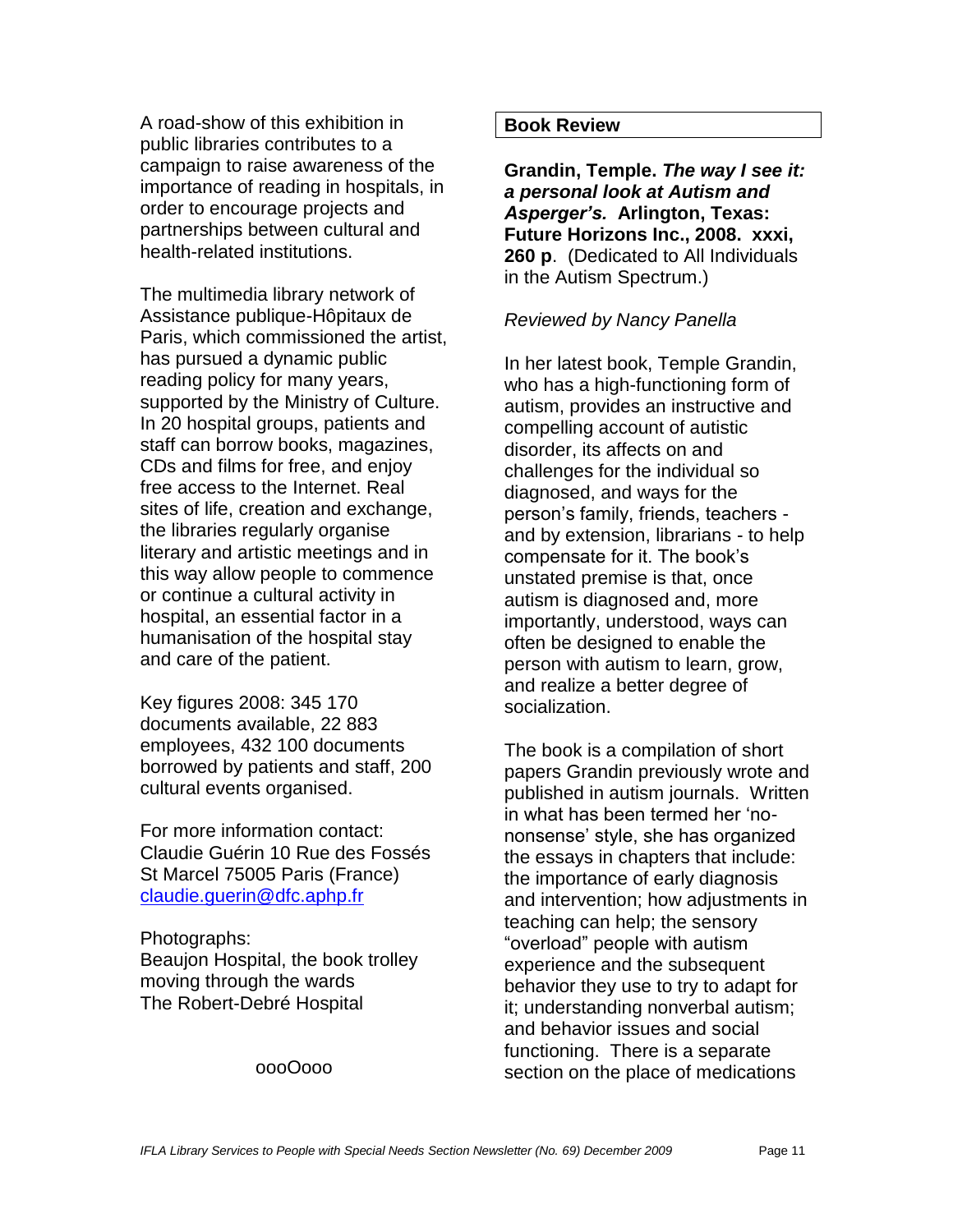A road-show of this exhibition in public libraries contributes to a campaign to raise awareness of the importance of reading in hospitals, in order to encourage projects and partnerships between cultural and health-related institutions.

The multimedia library network of Assistance publique-Hôpitaux de Paris, which commissioned the artist, has pursued a dynamic public reading policy for many years, supported by the Ministry of Culture. In 20 hospital groups, patients and staff can borrow books, magazines, CDs and films for free, and enjoy free access to the Internet. Real sites of life, creation and exchange, the libraries regularly organise literary and artistic meetings and in this way allow people to commence or continue a cultural activity in hospital, an essential factor in a humanisation of the hospital stay and care of the patient.

Key figures 2008: 345 170 documents available, 22 883 employees, 432 100 documents borrowed by patients and staff, 200 cultural events organised.

For more information contact:
Claudie Guérin 10 Rue des Fossés St Marcel 75005 Paris (France)
[claudie.guerin@dfc.aphp.fr](mailto:claudie.guerin@dfc.aphp.fr)

Photographs:
Beaujon Hospital, the book trolley moving through the wards
The Robert-Debré Hospital

oooOooo

## Book Review

**Grandin, Temple. *The way I see it: a personal look at Autism and Asperger's.* Arlington, Texas: Future Horizons Inc., 2008. xxxi, 260 p**. (Dedicated to All Individuals in the Autism Spectrum.)

*Reviewed by Nancy Panella*

In her latest book, Temple Grandin, who has a high-functioning form of autism, provides an instructive and compelling account of autistic disorder, its affects on and challenges for the individual so diagnosed, and ways for the person's family, friends, teachers - and by extension, librarians - to help compensate for it. The book's unstated premise is that, once autism is diagnosed and, more importantly, understood, ways can often be designed to enable the person with autism to learn, grow, and realize a better degree of socialization.

The book is a compilation of short papers Grandin previously wrote and published in autism journals. Written in what has been termed her 'no-nonsense' style, she has organized the essays in chapters that include: the importance of early diagnosis and intervention; how adjustments in teaching can help; the sensory "overload" people with autism experience and the subsequent behavior they use to try to adapt for it; understanding nonverbal autism; and behavior issues and social functioning. There is a separate section on the place of medications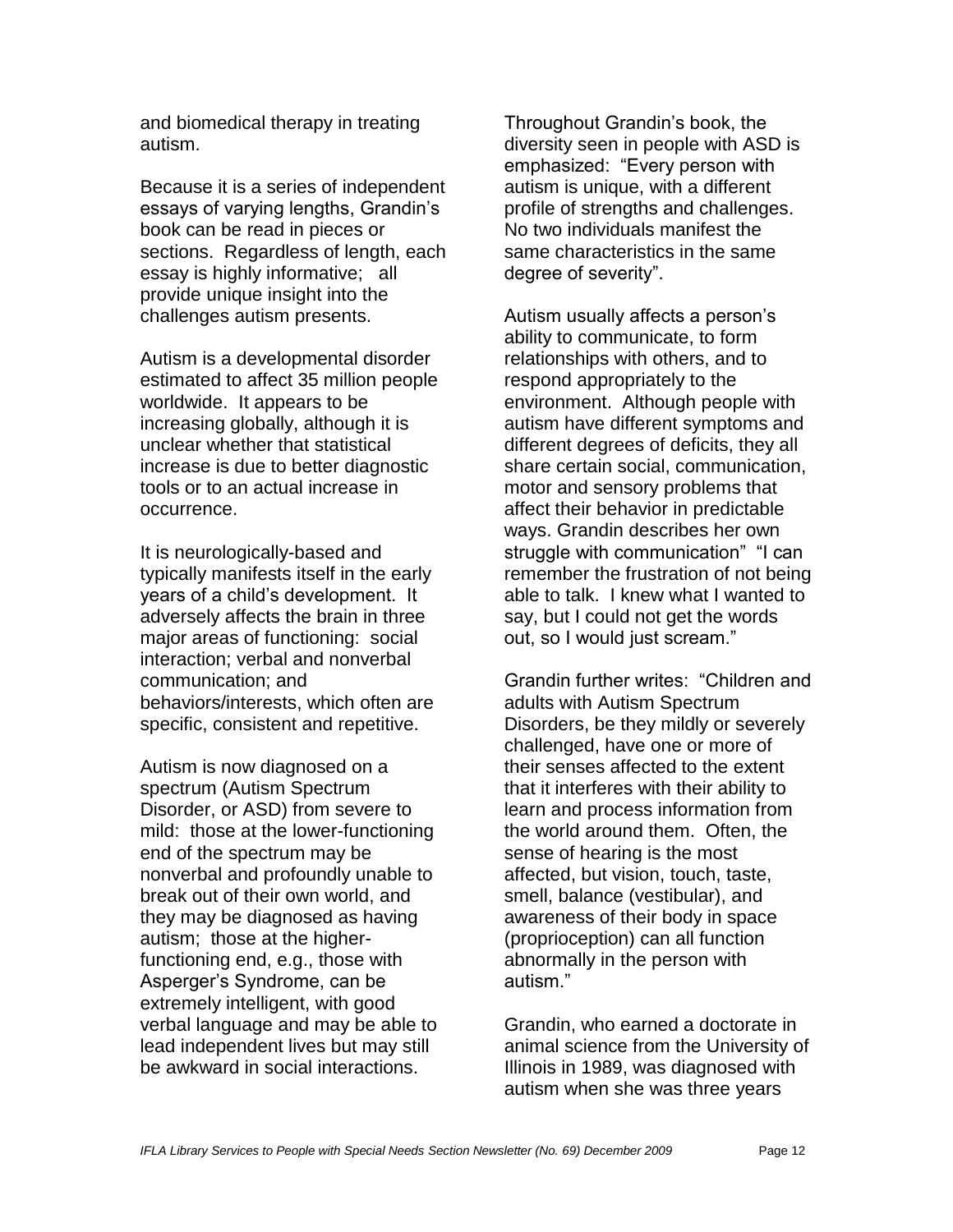and biomedical therapy in treating autism.

Because it is a series of independent essays of varying lengths, Grandin's book can be read in pieces or sections. Regardless of length, each essay is highly informative; all provide unique insight into the challenges autism presents.

Autism is a developmental disorder estimated to affect 35 million people worldwide. It appears to be increasing globally, although it is unclear whether that statistical increase is due to better diagnostic tools or to an actual increase in occurrence.

It is neurologically-based and typically manifests itself in the early years of a child's development. It adversely affects the brain in three major areas of functioning: social interaction; verbal and nonverbal communication; and behaviors/interests, which often are specific, consistent and repetitive.

Autism is now diagnosed on a spectrum (Autism Spectrum Disorder, or ASD) from severe to mild: those at the lower-functioning end of the spectrum may be nonverbal and profoundly unable to break out of their own world, and they may be diagnosed as having autism; those at the higher-functioning end, e.g., those with Asperger's Syndrome, can be extremely intelligent, with good verbal language and may be able to lead independent lives but may still be awkward in social interactions.

Throughout Grandin's book, the diversity seen in people with ASD is emphasized: "Every person with autism is unique, with a different profile of strengths and challenges. No two individuals manifest the same characteristics in the same degree of severity".

Autism usually affects a person's ability to communicate, to form relationships with others, and to respond appropriately to the environment. Although people with autism have different symptoms and different degrees of deficits, they all share certain social, communication, motor and sensory problems that affect their behavior in predictable ways. Grandin describes her own struggle with communication" "I can remember the frustration of not being able to talk. I knew what I wanted to say, but I could not get the words out, so I would just scream."

Grandin further writes: "Children and adults with Autism Spectrum Disorders, be they mildly or severely challenged, have one or more of their senses affected to the extent that it interferes with their ability to learn and process information from the world around them. Often, the sense of hearing is the most affected, but vision, touch, taste, smell, balance (vestibular), and awareness of their body in space (proprioception) can all function abnormally in the person with autism."

Grandin, who earned a doctorate in animal science from the University of Illinois in 1989, was diagnosed with autism when she was three years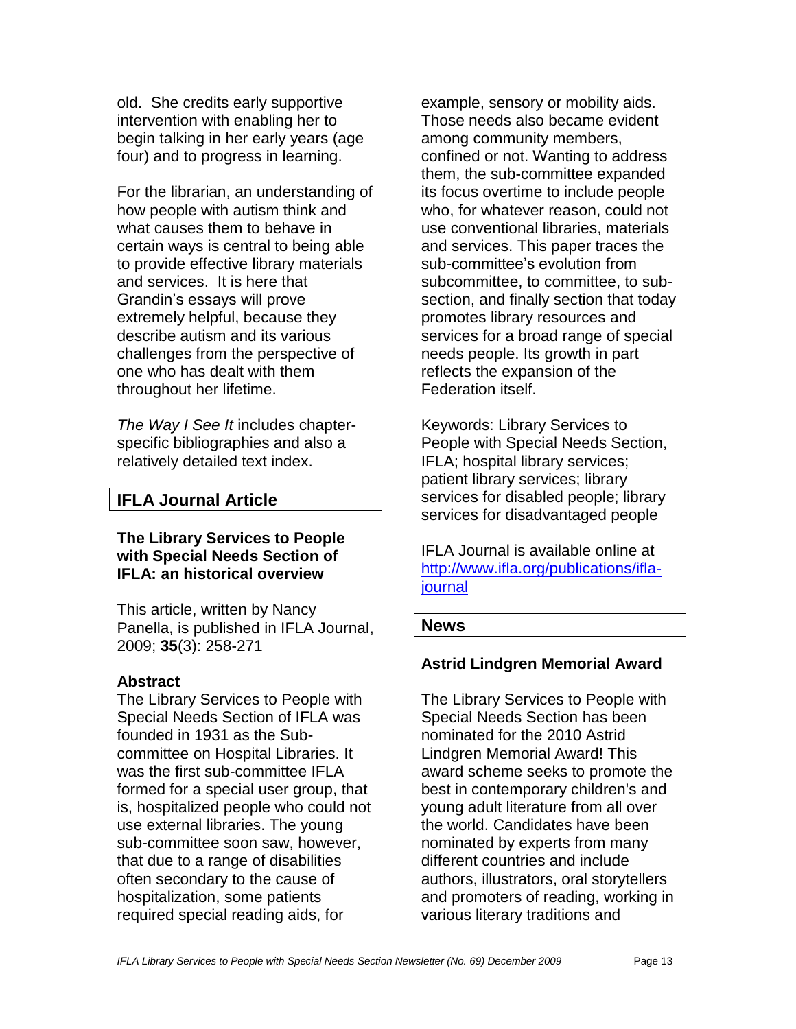old. She credits early supportive intervention with enabling her to begin talking in her early years (age four) and to progress in learning.

For the librarian, an understanding of how people with autism think and what causes them to behave in certain ways is central to being able to provide effective library materials and services. It is here that Grandin's essays will prove extremely helpful, because they describe autism and its various challenges from the perspective of one who has dealt with them throughout her lifetime.

*The Way I See It* includes chapter-specific bibliographies and also a relatively detailed text index.

## IFLA Journal Article

### The Library Services to People with Special Needs Section of IFLA: an historical overview

This article, written by Nancy Panella, is published in IFLA Journal, 2009; **35**(3): 258-271

**Abstract**
The Library Services to People with Special Needs Section of IFLA was founded in 1931 as the Sub-committee on Hospital Libraries. It was the first sub-committee IFLA formed for a special user group, that is, hospitalized people who could not use external libraries. The young sub-committee soon saw, however, that due to a range of disabilities often secondary to the cause of hospitalization, some patients required special reading aids, for example, sensory or mobility aids. Those needs also became evident among community members, confined or not. Wanting to address them, the sub-committee expanded its focus overtime to include people who, for whatever reason, could not use conventional libraries, materials and services. This paper traces the sub-committee's evolution from subcommittee, to committee, to sub-section, and finally section that today promotes library resources and services for a broad range of special needs people. Its growth in part reflects the expansion of the Federation itself.

Keywords: Library Services to People with Special Needs Section, IFLA; hospital library services; patient library services; library services for disabled people; library services for disadvantaged people

IFLA Journal is available online at [http://www.ifla.org/publications/ifla-journal](http://www.ifla.org/publications/ifla-journal)

## News

### Astrid Lindgren Memorial Award

The Library Services to People with Special Needs Section has been nominated for the 2010 Astrid Lindgren Memorial Award! This award scheme seeks to promote the best in contemporary children's and young adult literature from all over the world. Candidates have been nominated by experts from many different countries and include authors, illustrators, oral storytellers and promoters of reading, working in various literary traditions and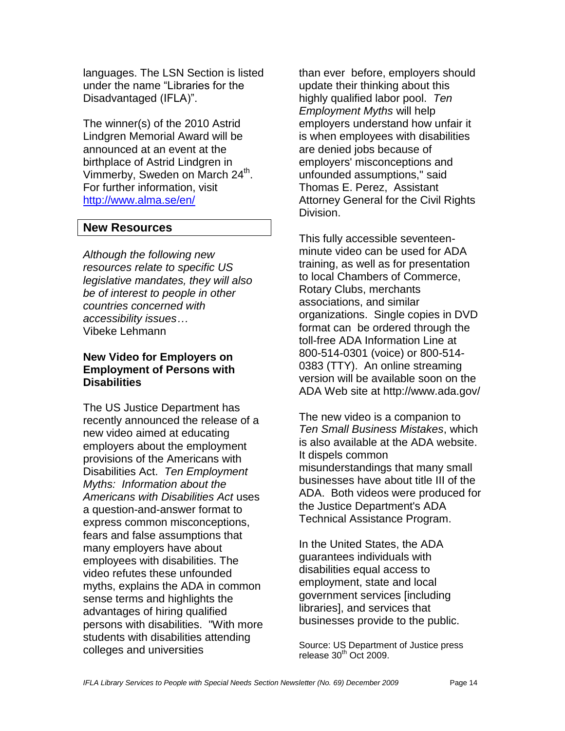languages. The LSN Section is listed under the name "Libraries for the Disadvantaged (IFLA)".

The winner(s) of the 2010 Astrid Lindgren Memorial Award will be announced at an event at the birthplace of Astrid Lindgren in Vimmerby, Sweden on March 24th. For further information, visit http://www.alma.se/en/

## New Resources

*Although the following new resources relate to specific US legislative mandates, they will also be of interest to people in other countries concerned with accessibility issues…*
Vibeke Lehmann

### New Video for Employers on Employment of Persons with Disabilities

The US Justice Department has recently announced the release of a new video aimed at educating employers about the employment provisions of the Americans with Disabilities Act. *Ten Employment Myths: Information about the Americans with Disabilities Act* uses a question-and-answer format to express common misconceptions, fears and false assumptions that many employers have about employees with disabilities. The video refutes these unfounded myths, explains the ADA in common sense terms and highlights the advantages of hiring qualified persons with disabilities. "With more students with disabilities attending colleges and universities than ever before, employers should update their thinking about this highly qualified labor pool. *Ten Employment Myths* will help employers understand how unfair it is when employees with disabilities are denied jobs because of employers' misconceptions and unfounded assumptions," said Thomas E. Perez, Assistant Attorney General for the Civil Rights Division.

This fully accessible seventeen-minute video can be used for ADA training, as well as for presentation to local Chambers of Commerce, Rotary Clubs, merchants associations, and similar organizations. Single copies in DVD format can be ordered through the toll-free ADA Information Line at 800-514-0301 (voice) or 800-514-0383 (TTY). An online streaming version will be available soon on the ADA Web site at http://www.ada.gov/

The new video is a companion to *Ten Small Business Mistakes*, which is also available at the ADA website. It dispels common misunderstandings that many small businesses have about title III of the ADA. Both videos were produced for the Justice Department's ADA Technical Assistance Program.

In the United States, the ADA guarantees individuals with disabilities equal access to employment, state and local government services [including libraries], and services that businesses provide to the public.

Source: US Department of Justice press release 30th Oct 2009.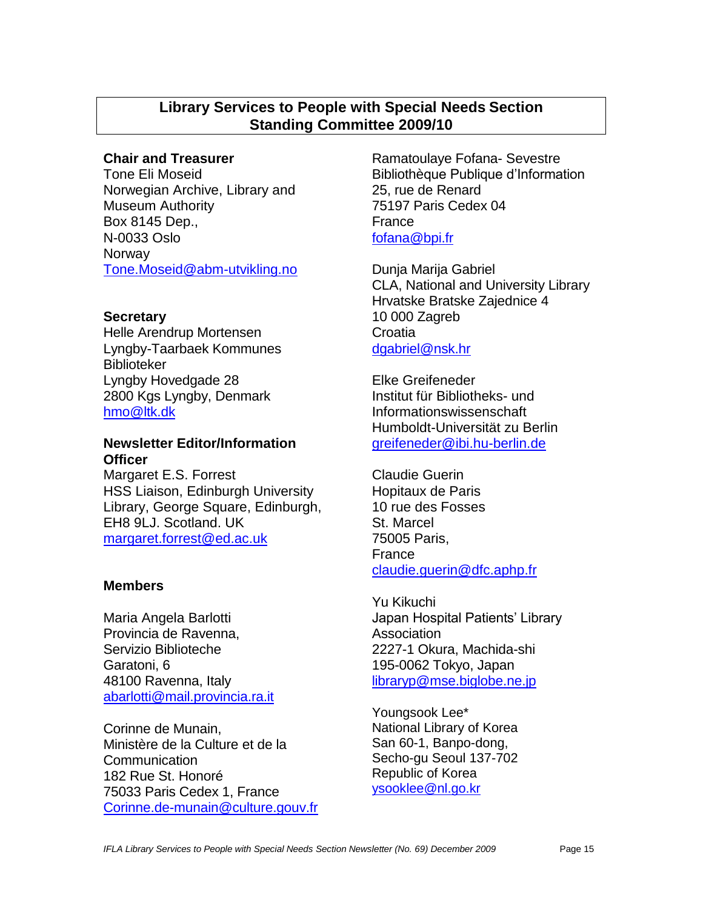## Library Services to People with Special Needs Section Standing Committee 2009/10

**Chair and Treasurer**
Tone Eli Moseid
Norwegian Archive, Library and Museum Authority
Box 8145 Dep.,
N-0033 Oslo
Norway
Tone.Moseid@abm-utvikling.no

**Secretary**
Helle Arendrup Mortensen
Lyngby-Taarbaek Kommunes Biblioteker
Lyngby Hovedgade 28
2800 Kgs Lyngby, Denmark
hmo@ltk.dk

**Newsletter Editor/Information Officer**
Margaret E.S. Forrest
HSS Liaison, Edinburgh University Library, George Square, Edinburgh, EH8 9LJ. Scotland. UK
margaret.forrest@ed.ac.uk

**Members**

Maria Angela Barlotti
Provincia de Ravenna,
Servizio Biblioteche
Garatoni, 6
48100 Ravenna, Italy
abarlotti@mail.provincia.ra.it

Corinne de Munain,
Ministère de la Culture et de la Communication
182 Rue St. Honoré
75033 Paris Cedex 1, France
Corinne.de-munain@culture.gouv.fr

Ramatoulaye Fofana- Sevestre
Bibliothèque Publique d'Information
25, rue de Renard
75197 Paris Cedex 04
France
fofana@bpi.fr

Dunja Marija Gabriel
CLA, National and University Library
Hrvatske Bratske Zajednice 4
10 000 Zagreb
Croatia
dgabriel@nsk.hr

Elke Greifeneder
Institut für Bibliotheks- und Informationswissenschaft
Humboldt-Universität zu Berlin
greifeneder@ibi.hu-berlin.de

Claudie Guerin
Hopitaux de Paris
10 rue des Fosses
St. Marcel
75005 Paris,
France
claudie.guerin@dfc.aphp.fr

Yu Kikuchi
Japan Hospital Patients' Library Association
2227-1 Okura, Machida-shi
195-0062 Tokyo, Japan
libraryp@mse.biglobe.ne.jp

Youngsook Lee*
National Library of Korea
San 60-1, Banpo-dong,
Secho-gu Seoul 137-702
Republic of Korea
ysooklee@nl.go.kr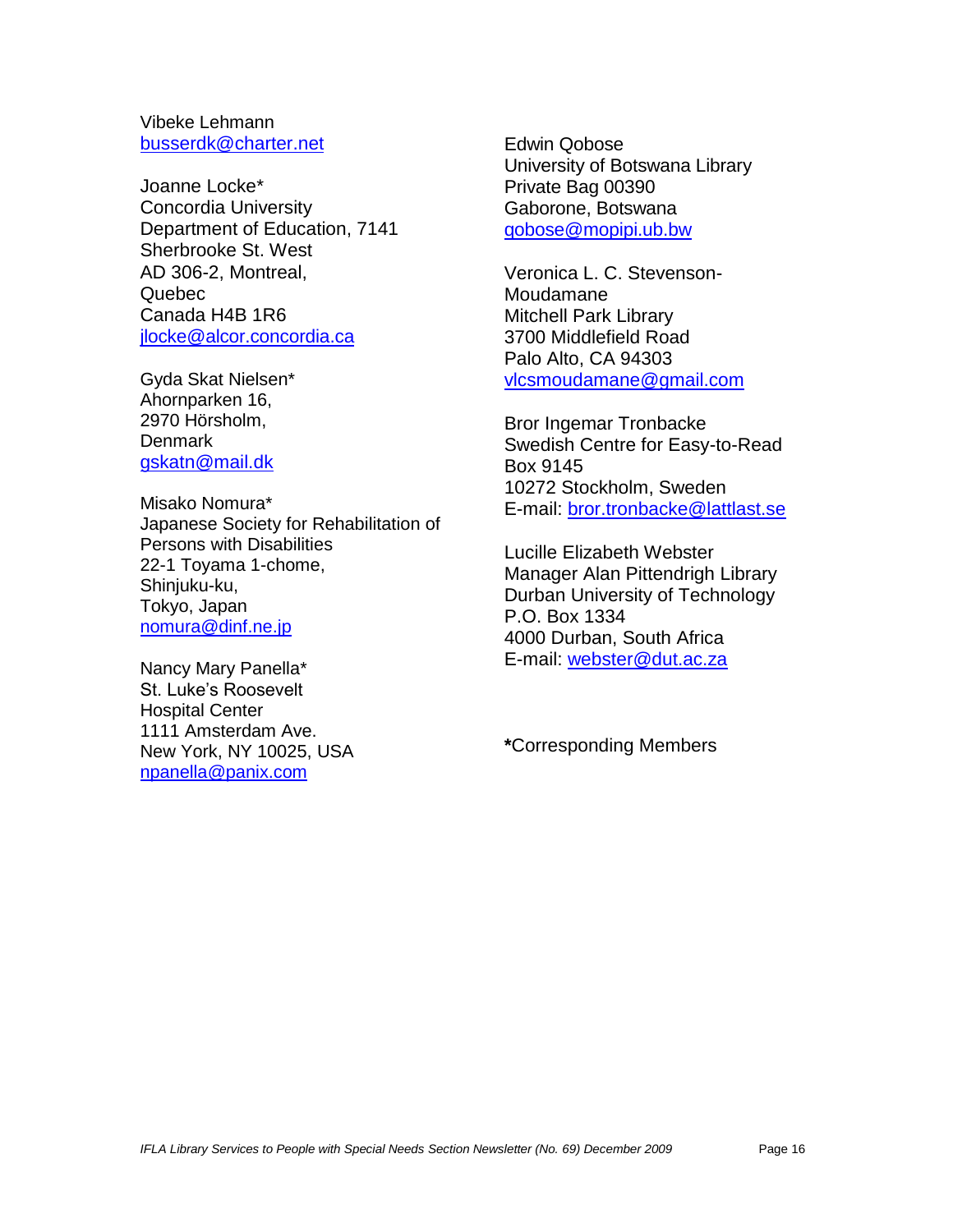Vibeke Lehmann
busserdk@charter.net

Joanne Locke*
Concordia University
Department of Education, 7141
Sherbrooke St. West
AD 306-2, Montreal,
Quebec
Canada H4B 1R6
jlocke@alcor.concordia.ca

Gyda Skat Nielsen*
Ahornparken 16,
2970 Hörsholm,
Denmark
gskatn@mail.dk

Misako Nomura*
Japanese Society for Rehabilitation of Persons with Disabilities
22-1 Toyama 1-chome,
Shinjuku-ku,
Tokyo, Japan
nomura@dinf.ne.jp

Nancy Mary Panella*
St. Luke's Roosevelt
Hospital Center
1111 Amsterdam Ave.
New York, NY 10025, USA
npanella@panix.com

Edwin Qobose
University of Botswana Library
Private Bag 00390
Gaborone, Botswana
qobose@mopipi.ub.bw

Veronica L. C. Stevenson-Moudamane
Mitchell Park Library
3700 Middlefield Road
Palo Alto, CA 94303
vlcsmoudamane@gmail.com

Bror Ingemar Tronbacke
Swedish Centre for Easy-to-Read
Box 9145
10272 Stockholm, Sweden
E-mail: bror.tronbacke@lattlast.se

Lucille Elizabeth Webster
Manager Alan Pittendrigh Library
Durban University of Technology
P.O. Box 1334
4000 Durban, South Africa
E-mail: webster@dut.ac.za

**\***Corresponding Members